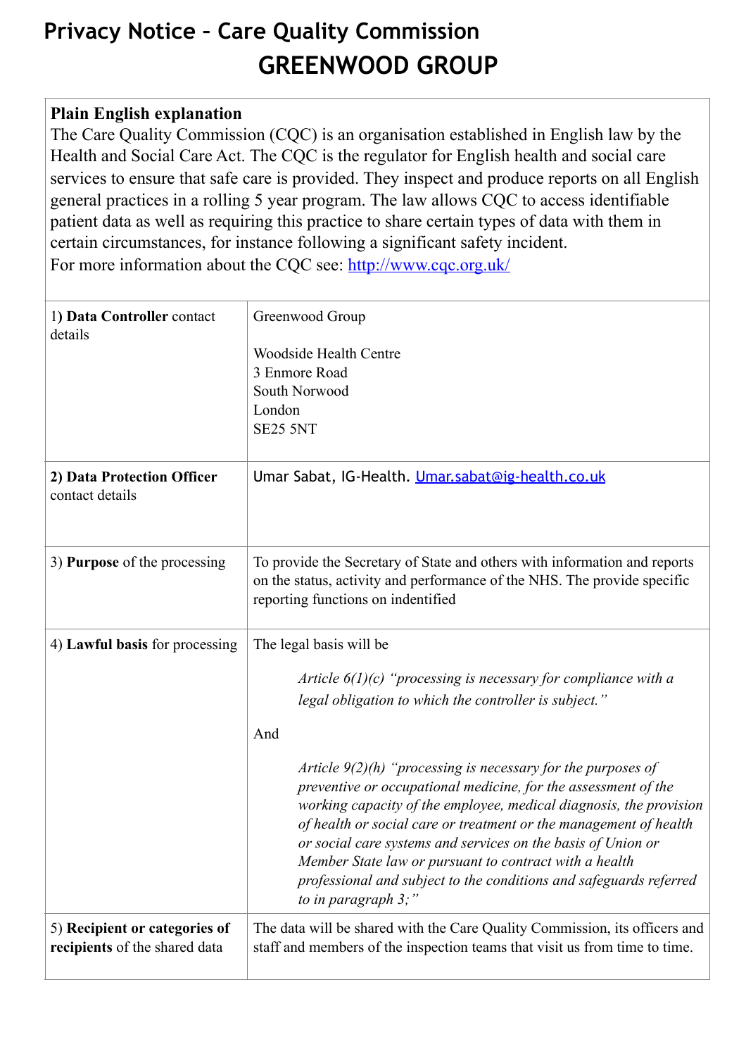# Privacy Notice – Care Quality Commission
# GREENWOOD GROUP

**Plain English explanation**

The Care Quality Commission (CQC) is an organisation established in English law by the Health and Social Care Act. The CQC is the regulator for English health and social care services to ensure that safe care is provided. They inspect and produce reports on all English general practices in a rolling 5 year program. The law allows CQC to access identifiable patient data as well as requiring this practice to share certain types of data with them in certain circumstances, for instance following a significant safety incident.

For more information about the CQC see: [http://www.cqc.org.uk/](http://www.cqc.org.uk/)

| | |
|---|---|
| 1) **Data Controller** contact details | Greenwood Group<br><br>Woodside Health Centre<br>3 Enmore Road<br>South Norwood<br>London<br>SE25 5NT |
| 2) **Data Protection Officer** contact details | Umar Sabat, IG-Health. [Umar.sabat@ig-health.co.uk](mailto:Umar.sabat@ig-health.co.uk) |
| 3) **Purpose** of the processing | To provide the Secretary of State and others with information and reports on the status, activity and performance of the NHS. The provide specific reporting functions on indentified |
| 4) **Lawful basis** for processing | The legal basis will be<br><br>*Article 6(1)(c) "processing is necessary for compliance with a legal obligation to which the controller is subject."*<br><br>And<br><br>*Article 9(2)(h) "processing is necessary for the purposes of preventive or occupational medicine, for the assessment of the working capacity of the employee, medical diagnosis, the provision of health or social care or treatment or the management of health or social care systems and services on the basis of Union or Member State law or pursuant to contract with a health professional and subject to the conditions and safeguards referred to in paragraph 3;"* |
| 5) **Recipient or categories of recipients** of the shared data | The data will be shared with the Care Quality Commission, its officers and staff and members of the inspection teams that visit us from time to time. |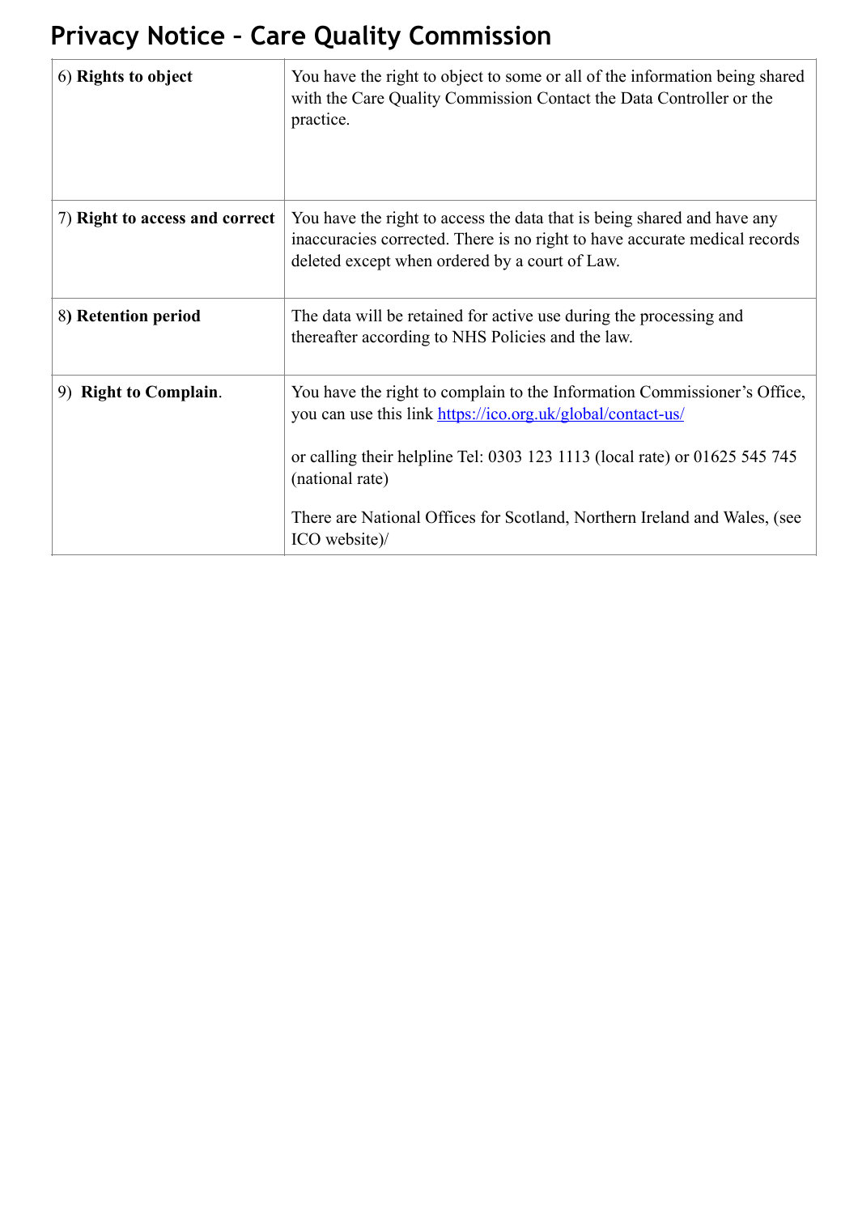# Privacy Notice – Care Quality Commission

| | |
|---|---|
| 6) **Rights to object** | You have the right to object to some or all of the information being shared with the Care Quality Commission Contact the Data Controller or the practice. |
| 7) **Right to access and correct** | You have the right to access the data that is being shared and have any inaccuracies corrected. There is no right to have accurate medical records deleted except when ordered by a court of Law. |
| 8**) Retention period** | The data will be retained for active use during the processing and thereafter according to NHS Policies and the law. |
| 9) **Right to Complain**. | You have the right to complain to the Information Commissioner's Office, you can use this link https://ico.org.uk/global/contact-us/<br><br>or calling their helpline Tel: 0303 123 1113 (local rate) or 01625 545 745 (national rate)<br><br>There are National Offices for Scotland, Northern Ireland and Wales, (see ICO website)/ |